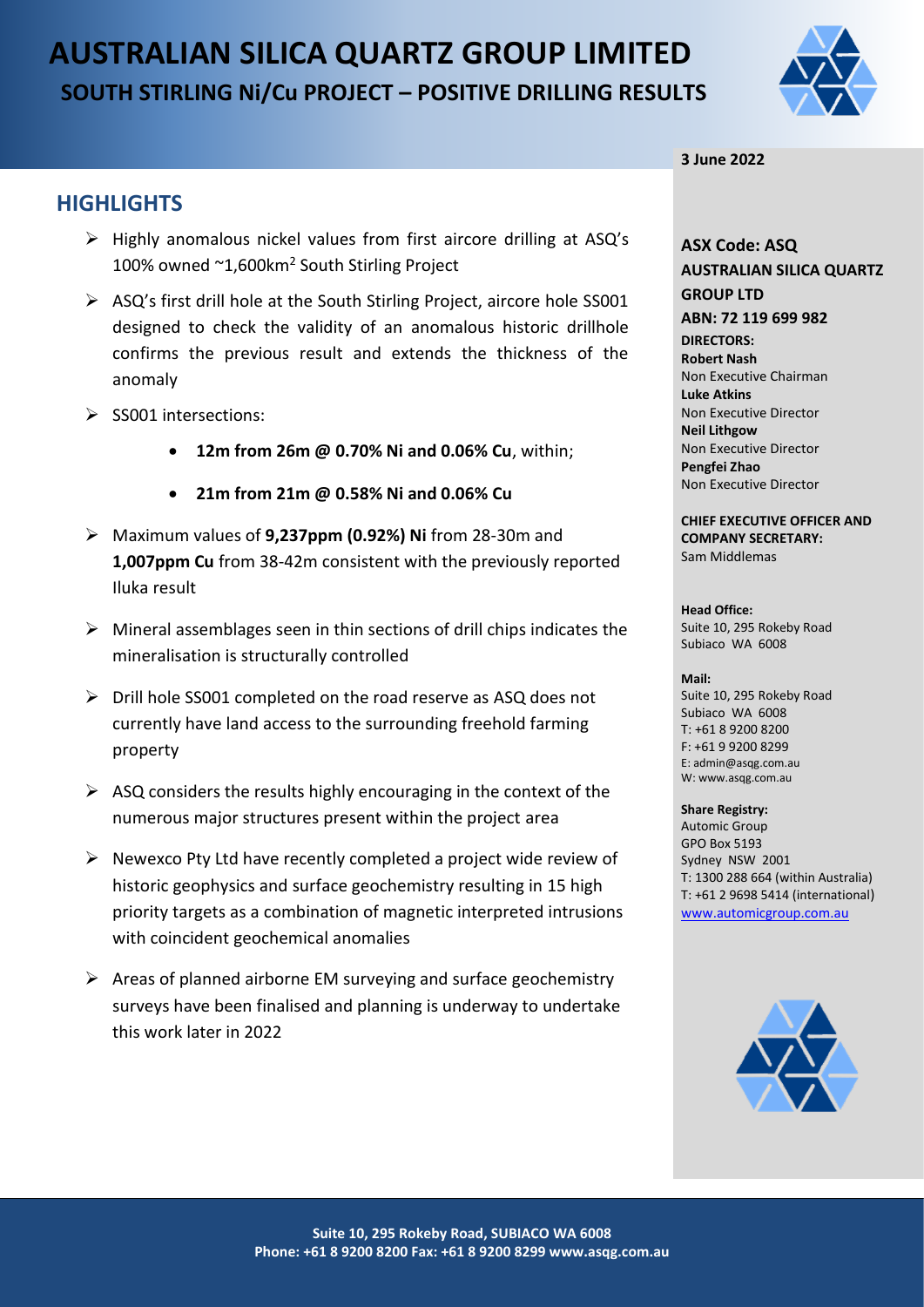# AUSTRALIAN SILICA QUARTZ GROUP LIMITED

## SOUTH STIRLING Ni/Cu PROJECT – POSITIVE DRILLING RESULTS

**3 June 2022**

## HIGHLIGHTS

- Highly anomalous nickel values from first aircore drilling at ASQ's 100% owned ~1,600km$^2$ South Stirling Project
- ASQ's first drill hole at the South Stirling Project, aircore hole SS001 designed to check the validity of an anomalous historic drillhole confirms the previous result and extends the thickness of the anomaly
- SS001 intersections:
  - **12m from 26m @ 0.70% Ni and 0.06% Cu**, within;
  - **21m from 21m @ 0.58% Ni and 0.06% Cu**
- Maximum values of **9,237ppm (0.92%) Ni** from 28-30m and **1,007ppm Cu** from 38-42m consistent with the previously reported Iluka result
- Mineral assemblages seen in thin sections of drill chips indicates the mineralisation is structurally controlled
- Drill hole SS001 completed on the road reserve as ASQ does not currently have land access to the surrounding freehold farming property
- ASQ considers the results highly encouraging in the context of the numerous major structures present within the project area
- Newexco Pty Ltd have recently completed a project wide review of historic geophysics and surface geochemistry resulting in 15 high priority targets as a combination of magnetic interpreted intrusions with coincident geochemical anomalies
- Areas of planned airborne EM surveying and surface geochemistry surveys have been finalised and planning is underway to undertake this work later in 2022

**ASX Code: ASQ**

**AUSTRALIAN SILICA QUARTZ GROUP LTD**

**ABN: 72 119 699 982**

**DIRECTORS:**

**Robert Nash**
Non Executive Chairman

**Luke Atkins**
Non Executive Director

**Neil Lithgow**
Non Executive Director

**Pengfei Zhao**
Non Executive Director

**CHIEF EXECUTIVE OFFICER AND COMPANY SECRETARY:**
Sam Middlemas

**Head Office:**
Suite 10, 295 Rokeby Road
Subiaco WA 6008

**Mail:**
Suite 10, 295 Rokeby Road
Subiaco WA 6008
T: +61 8 9200 8200
F: +61 9 9200 8299
E: admin@asqg.com.au
W: www.asqg.com.au

**Share Registry:**
Automic Group
GPO Box 5193
Sydney NSW 2001
T: 1300 288 664 (within Australia)
T: +61 2 9698 5414 (international)
www.automicgroup.com.au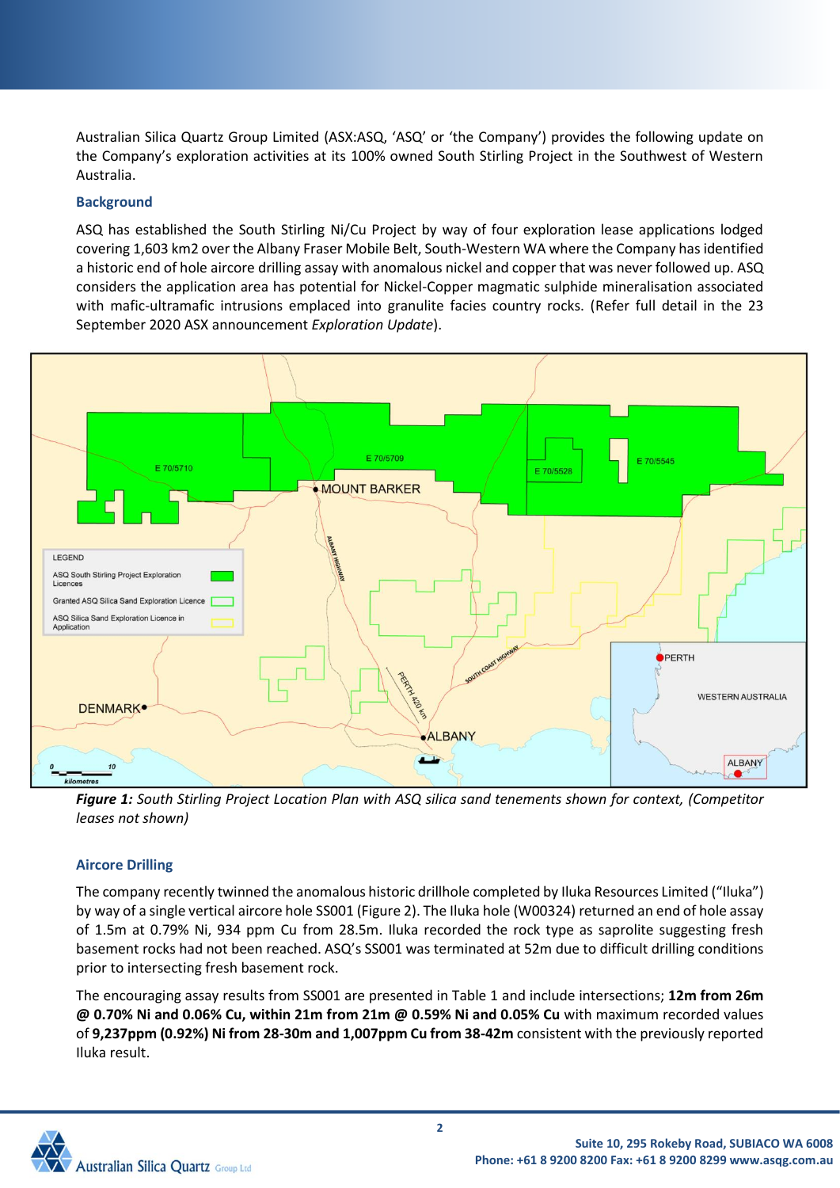Australian Silica Quartz Group Limited (ASX:ASQ, 'ASQ' or 'the Company') provides the following update on the Company's exploration activities at its 100% owned South Stirling Project in the Southwest of Western Australia.

### Background

ASQ has established the South Stirling Ni/Cu Project by way of four exploration lease applications lodged covering 1,603 km2 over the Albany Fraser Mobile Belt, South-Western WA where the Company has identified a historic end of hole aircore drilling assay with anomalous nickel and copper that was never followed up. ASQ considers the application area has potential for Nickel-Copper magmatic sulphide mineralisation associated with mafic-ultramafic intrusions emplaced into granulite facies country rocks. (Refer full detail in the 23 September 2020 ASX announcement *Exploration Update*).

***Figure 1:*** *South Stirling Project Location Plan with ASQ silica sand tenements shown for context, (Competitor leases not shown)*

### Aircore Drilling

The company recently twinned the anomalous historic drillhole completed by Iluka Resources Limited ("Iluka") by way of a single vertical aircore hole SS001 (Figure 2). The Iluka hole (W00324) returned an end of hole assay of 1.5m at 0.79% Ni, 934 ppm Cu from 28.5m. Iluka recorded the rock type as saprolite suggesting fresh basement rocks had not been reached. ASQ's SS001 was terminated at 52m due to difficult drilling conditions prior to intersecting fresh basement rock.

The encouraging assay results from SS001 are presented in Table 1 and include intersections; **12m from 26m @ 0.70% Ni and 0.06% Cu, within 21m from 21m @ 0.59% Ni and 0.05% Cu** with maximum recorded values of **9,237ppm (0.92%) Ni from 28-30m and 1,007ppm Cu from 38-42m** consistent with the previously reported Iluka result.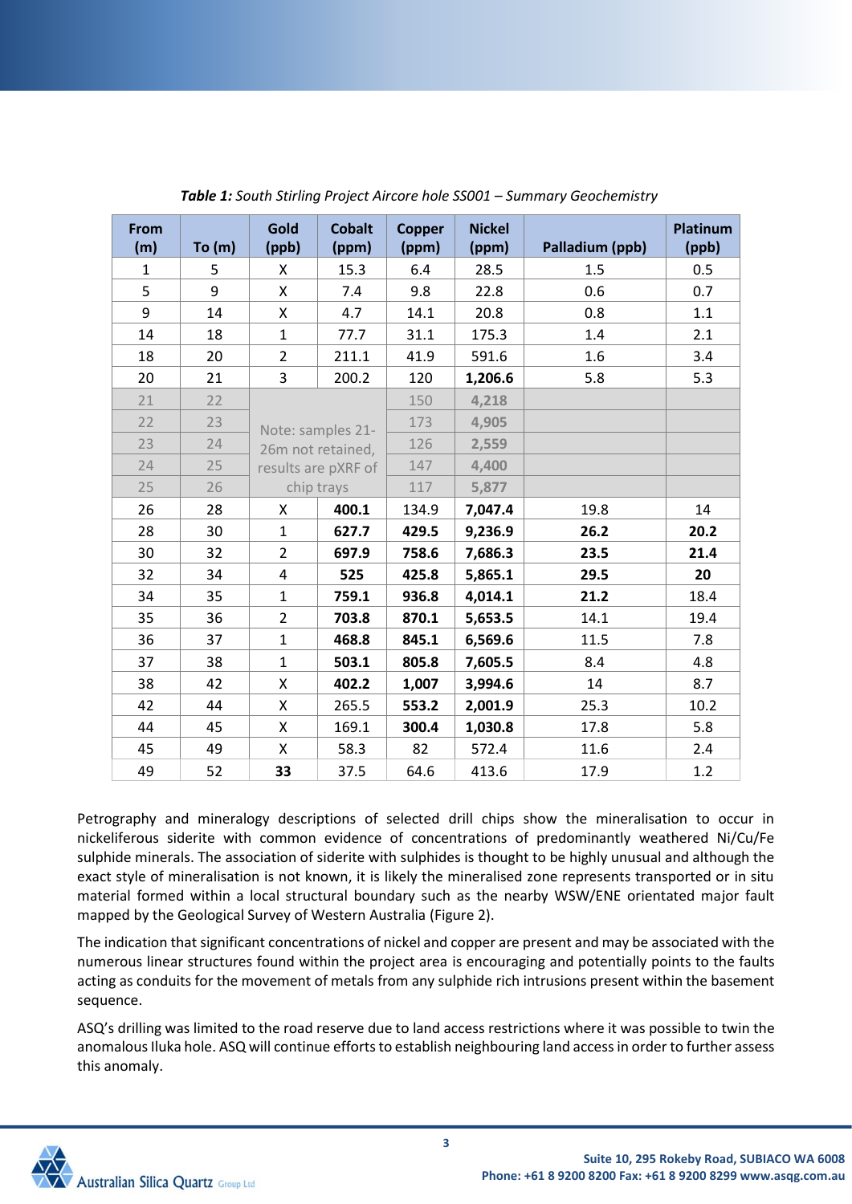***Table 1:** South Stirling Project Aircore hole SS001 – Summary Geochemistry*

| From (m) | To (m) | Gold (ppb) | Cobalt (ppm) | Copper (ppm) | Nickel (ppm) | Palladium (ppb) | Platinum (ppb) |
|---|---|---|---|---|---|---|---|
| 1 | 5 | X | 15.3 | 6.4 | 28.5 | 1.5 | 0.5 |
| 5 | 9 | X | 7.4 | 9.8 | 22.8 | 0.6 | 0.7 |
| 9 | 14 | X | 4.7 | 14.1 | 20.8 | 0.8 | 1.1 |
| 14 | 18 | 1 | 77.7 | 31.1 | 175.3 | 1.4 | 2.1 |
| 18 | 20 | 2 | 211.1 | 41.9 | 591.6 | 1.6 | 3.4 |
| 20 | 21 | 3 | 200.2 | 120 | **1,206.6** | 5.8 | 5.3 |
| 21 | 22 | Note: samples 21-26m not retained, results are pXRF of chip trays | | 150 | **4,218** | | |
| 22 | 23 | | | 173 | **4,905** | | |
| 23 | 24 | | | 126 | **2,559** | | |
| 24 | 25 | | | 147 | **4,400** | | |
| 25 | 26 | | | 117 | **5,877** | | |
| 26 | 28 | X | **400.1** | 134.9 | **7,047.4** | 19.8 | 14 |
| 28 | 30 | 1 | **627.7** | **429.5** | **9,236.9** | **26.2** | **20.2** |
| 30 | 32 | 2 | **697.9** | **758.6** | **7,686.3** | **23.5** | **21.4** |
| 32 | 34 | 4 | **525** | **425.8** | **5,865.1** | **29.5** | **20** |
| 34 | 35 | 1 | **759.1** | **936.8** | **4,014.1** | **21.2** | 18.4 |
| 35 | 36 | 2 | **703.8** | **870.1** | **5,653.5** | 14.1 | 19.4 |
| 36 | 37 | 1 | **468.8** | **845.1** | **6,569.6** | 11.5 | 7.8 |
| 37 | 38 | 1 | **503.1** | **805.8** | **7,605.5** | 8.4 | 4.8 |
| 38 | 42 | X | **402.2** | **1,007** | **3,994.6** | 14 | 8.7 |
| 42 | 44 | X | 265.5 | **553.2** | **2,001.9** | 25.3 | 10.2 |
| 44 | 45 | X | 169.1 | **300.4** | **1,030.8** | 17.8 | 5.8 |
| 45 | 49 | X | 58.3 | 82 | 572.4 | 11.6 | 2.4 |
| 49 | 52 | **33** | 37.5 | 64.6 | 413.6 | 17.9 | 1.2 |

Petrography and mineralogy descriptions of selected drill chips show the mineralisation to occur in nickeliferous siderite with common evidence of concentrations of predominantly weathered Ni/Cu/Fe sulphide minerals. The association of siderite with sulphides is thought to be highly unusual and although the exact style of mineralisation is not known, it is likely the mineralised zone represents transported or in situ material formed within a local structural boundary such as the nearby WSW/ENE orientated major fault mapped by the Geological Survey of Western Australia (Figure 2).

The indication that significant concentrations of nickel and copper are present and may be associated with the numerous linear structures found within the project area is encouraging and potentially points to the faults acting as conduits for the movement of metals from any sulphide rich intrusions present within the basement sequence.

ASQ's drilling was limited to the road reserve due to land access restrictions where it was possible to twin the anomalous Iluka hole. ASQ will continue efforts to establish neighbouring land access in order to further assess this anomaly.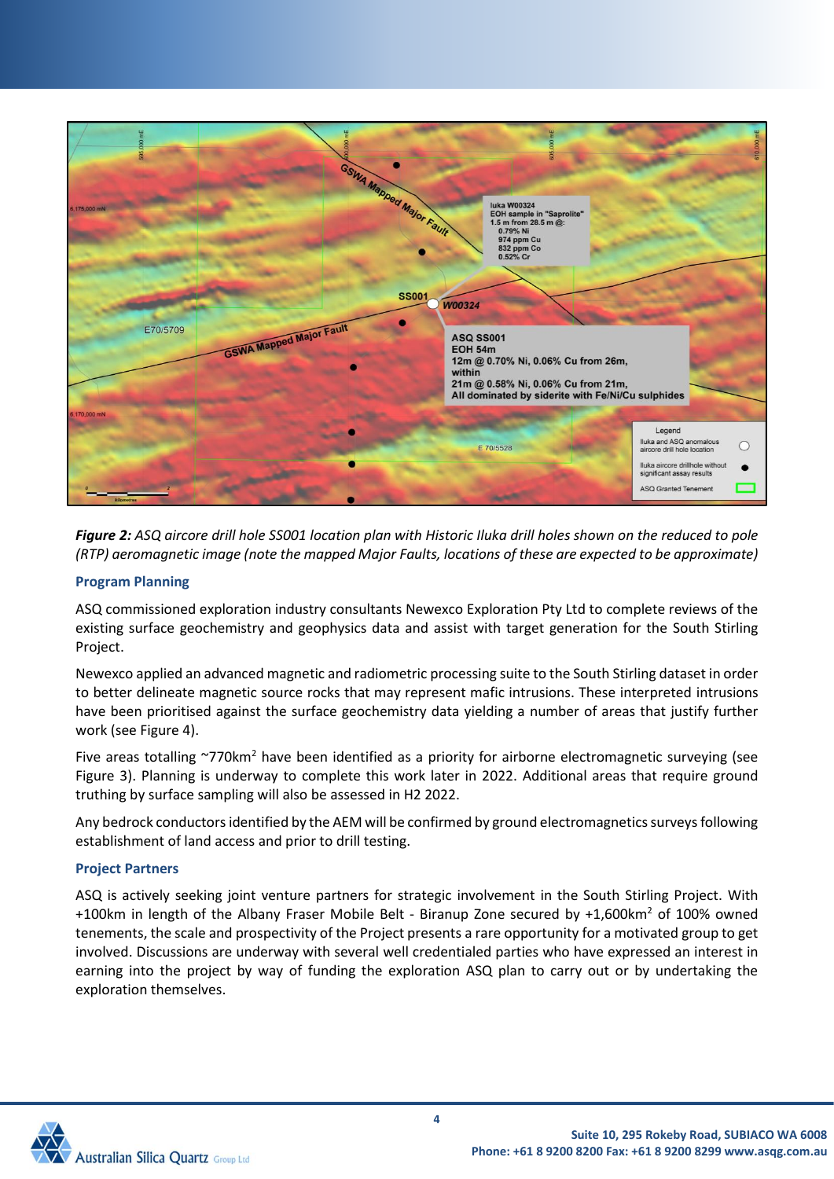***Figure 2:*** *ASQ aircore drill hole SS001 location plan with Historic Iluka drill holes shown on the reduced to pole (RTP) aeromagnetic image (note the mapped Major Faults, locations of these are expected to be approximate)*

### Program Planning

ASQ commissioned exploration industry consultants Newexco Exploration Pty Ltd to complete reviews of the existing surface geochemistry and geophysics data and assist with target generation for the South Stirling Project.

Newexco applied an advanced magnetic and radiometric processing suite to the South Stirling dataset in order to better delineate magnetic source rocks that may represent mafic intrusions. These interpreted intrusions have been prioritised against the surface geochemistry data yielding a number of areas that justify further work (see Figure 4).

Five areas totalling ~770km$^2$ have been identified as a priority for airborne electromagnetic surveying (see Figure 3). Planning is underway to complete this work later in 2022. Additional areas that require ground truthing by surface sampling will also be assessed in H2 2022.

Any bedrock conductors identified by the AEM will be confirmed by ground electromagnetics surveys following establishment of land access and prior to drill testing.

### Project Partners

ASQ is actively seeking joint venture partners for strategic involvement in the South Stirling Project. With +100km in length of the Albany Fraser Mobile Belt - Biranup Zone secured by +1,600km$^2$ of 100% owned tenements, the scale and prospectivity of the Project presents a rare opportunity for a motivated group to get involved. Discussions are underway with several well credentialed parties who have expressed an interest in earning into the project by way of funding the exploration ASQ plan to carry out or by undertaking the exploration themselves.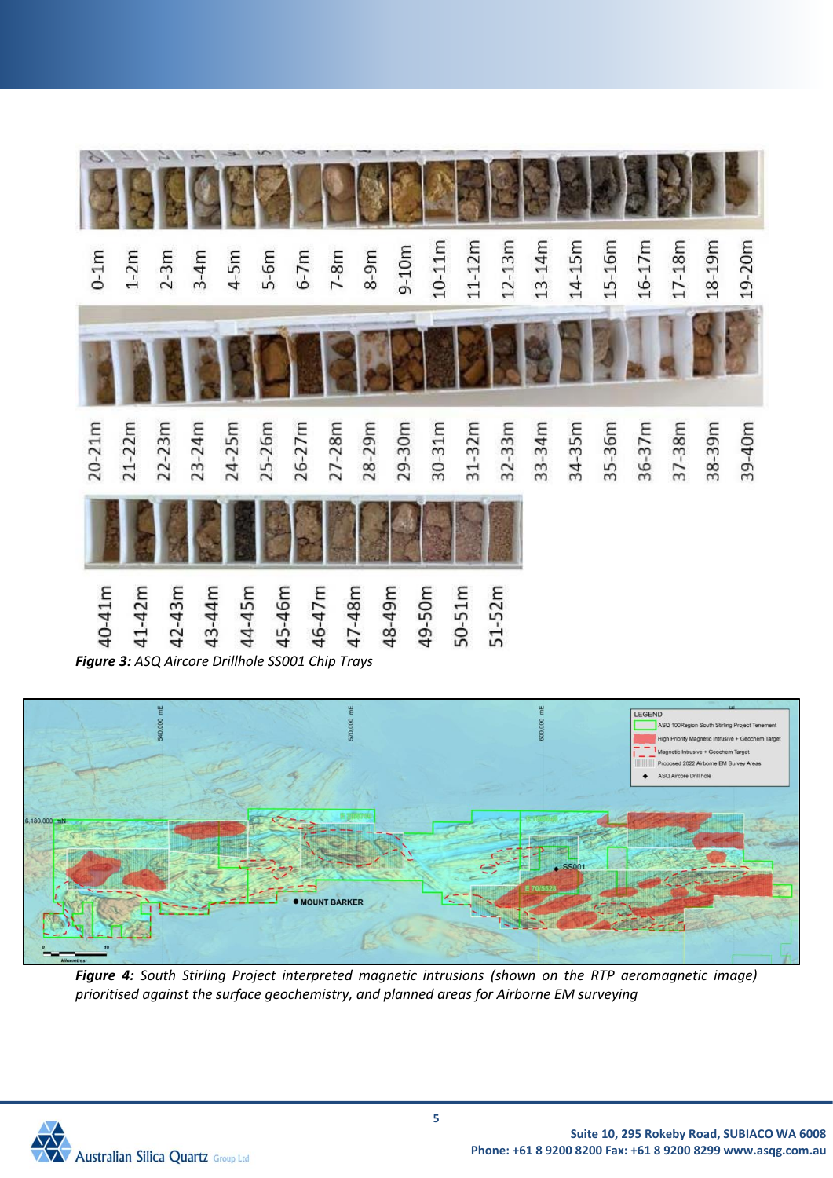***Figure 3:*** *ASQ Aircore Drillhole SS001 Chip Trays*

***Figure 4:*** *South Stirling Project interpreted magnetic intrusions (shown on the RTP aeromagnetic image) prioritised against the surface geochemistry, and planned areas for Airborne EM surveying*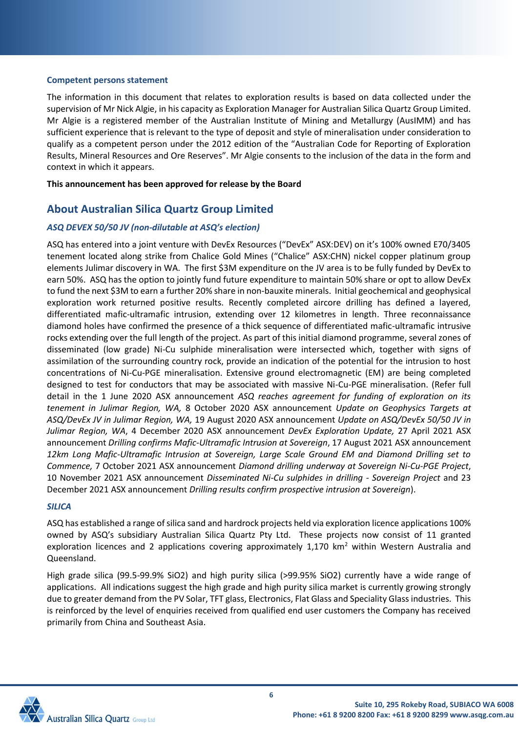**Competent persons statement**

The information in this document that relates to exploration results is based on data collected under the supervision of Mr Nick Algie, in his capacity as Exploration Manager for Australian Silica Quartz Group Limited. Mr Algie is a registered member of the Australian Institute of Mining and Metallurgy (AusIMM) and has sufficient experience that is relevant to the type of deposit and style of mineralisation under consideration to qualify as a competent person under the 2012 edition of the "Australian Code for Reporting of Exploration Results, Mineral Resources and Ore Reserves". Mr Algie consents to the inclusion of the data in the form and context in which it appears.

**This announcement has been approved for release by the Board**

## About Australian Silica Quartz Group Limited

### *ASQ DEVEX 50/50 JV (non-dilutable at ASQ's election)*

ASQ has entered into a joint venture with DevEx Resources ("DevEx" ASX:DEV) on it's 100% owned E70/3405 tenement located along strike from Chalice Gold Mines ("Chalice" ASX:CHN) nickel copper platinum group elements Julimar discovery in WA. The first $3M expenditure on the JV area is to be fully funded by DevEx to earn 50%. ASQ has the option to jointly fund future expenditure to maintain 50% share or opt to allow DevEx to fund the next $3M to earn a further 20% share in non-bauxite minerals. Initial geochemical and geophysical exploration work returned positive results. Recently completed aircore drilling has defined a layered, differentiated mafic-ultramafic intrusion, extending over 12 kilometres in length. Three reconnaissance diamond holes have confirmed the presence of a thick sequence of differentiated mafic-ultramafic intrusive rocks extending over the full length of the project. As part of this initial diamond programme, several zones of disseminated (low grade) Ni-Cu sulphide mineralisation were intersected which, together with signs of assimilation of the surrounding country rock, provide an indication of the potential for the intrusion to host concentrations of Ni-Cu-PGE mineralisation. Extensive ground electromagnetic (EM) are being completed designed to test for conductors that may be associated with massive Ni-Cu-PGE mineralisation. (Refer full detail in the 1 June 2020 ASX announcement *ASQ reaches agreement for funding of exploration on its tenement in Julimar Region, WA,* 8 October 2020 ASX announcement *Update on Geophysics Targets at ASQ/DevEx JV in Julimar Region, WA,* 19 August 2020 ASX announcement *Update on ASQ/DevEx 50/50 JV in Julimar Region, WA*, 4 December 2020 ASX announcement *DevEx Exploration Update,* 27 April 2021 ASX announcement *Drilling confirms Mafic-Ultramafic Intrusion at Sovereign*, 17 August 2021 ASX announcement *12km Long Mafic-Ultramafic Intrusion at Sovereign, Large Scale Ground EM and Diamond Drilling set to Commence,* 7 October 2021 ASX announcement *Diamond drilling underway at Sovereign Ni-Cu-PGE Project*, 10 November 2021 ASX announcement *Disseminated Ni-Cu sulphides in drilling - Sovereign Project* and 23 December 2021 ASX announcement *Drilling results confirm prospective intrusion at Sovereign*).

### *SILICA*

ASQ has established a range of silica sand and hardrock projects held via exploration licence applications 100% owned by ASQ's subsidiary Australian Silica Quartz Pty Ltd. These projects now consist of 11 granted exploration licences and 2 applications covering approximately 1,170 km$^2$ within Western Australia and Queensland.

High grade silica (99.5-99.9% $SiO_2$) and high purity silica (>99.95% $SiO_2$) currently have a wide range of applications. All indications suggest the high grade and high purity silica market is currently growing strongly due to greater demand from the PV Solar, TFT glass, Electronics, Flat Glass and Speciality Glass industries. This is reinforced by the level of enquiries received from qualified end user customers the Company has received primarily from China and Southeast Asia.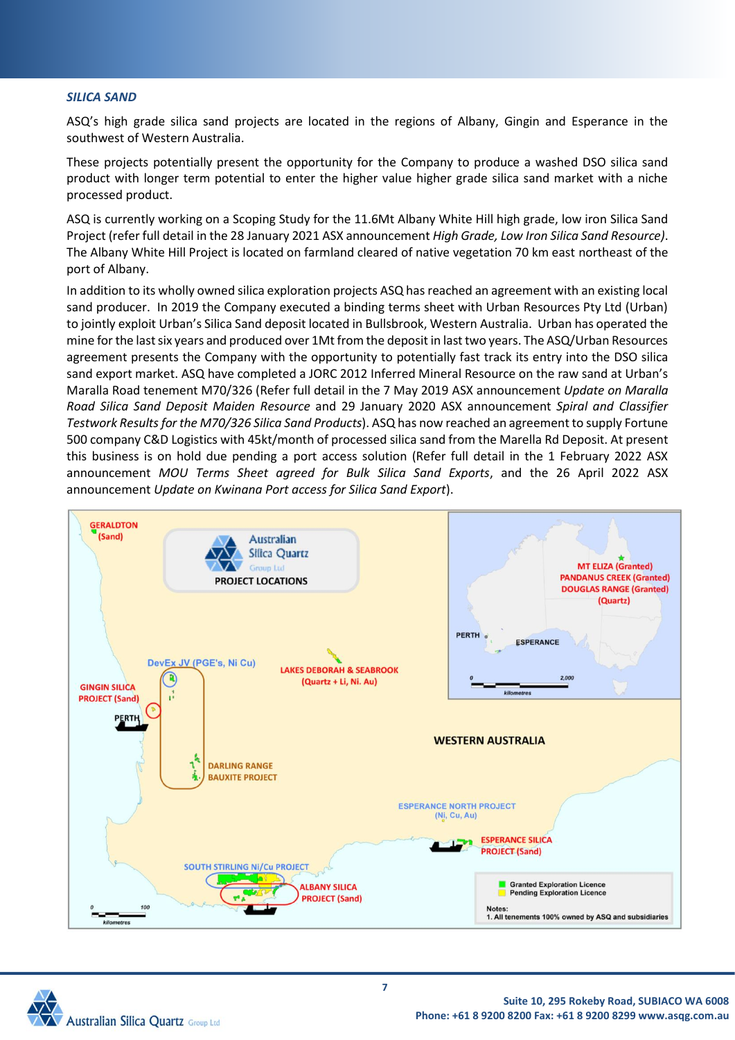*SILICA SAND*

ASQ's high grade silica sand projects are located in the regions of Albany, Gingin and Esperance in the southwest of Western Australia.

These projects potentially present the opportunity for the Company to produce a washed DSO silica sand product with longer term potential to enter the higher value higher grade silica sand market with a niche processed product.

ASQ is currently working on a Scoping Study for the 11.6Mt Albany White Hill high grade, low iron Silica Sand Project (refer full detail in the 28 January 2021 ASX announcement *High Grade, Low Iron Silica Sand Resource)*. The Albany White Hill Project is located on farmland cleared of native vegetation 70 km east northeast of the port of Albany.

In addition to its wholly owned silica exploration projects ASQ has reached an agreement with an existing local sand producer. In 2019 the Company executed a binding terms sheet with Urban Resources Pty Ltd (Urban) to jointly exploit Urban's Silica Sand deposit located in Bullsbrook, Western Australia. Urban has operated the mine for the last six years and produced over 1Mt from the deposit in last two years. The ASQ/Urban Resources agreement presents the Company with the opportunity to potentially fast track its entry into the DSO silica sand export market. ASQ have completed a JORC 2012 Inferred Mineral Resource on the raw sand at Urban's Maralla Road tenement M70/326 (Refer full detail in the 7 May 2019 ASX announcement *Update on Maralla Road Silica Sand Deposit Maiden Resource* and 29 January 2020 ASX announcement *Spiral and Classifier Testwork Results for the M70/326 Silica Sand Products*). ASQ has now reached an agreement to supply Fortune 500 company C&D Logistics with 45kt/month of processed silica sand from the Marella Rd Deposit. At present this business is on hold due pending a port access solution (Refer full detail in the 1 February 2022 ASX announcement *MOU Terms Sheet agreed for Bulk Silica Sand Exports*, and the 26 April 2022 ASX announcement *Update on Kwinana Port access for Silica Sand Export*).

**Australian Silica Quartz Group Ltd — PROJECT LOCATIONS**

- GERALDTON (Sand)
- GINGIN SILICA PROJECT (Sand)
- DevEx JV (PGE's, Ni Cu)
- LAKES DEBORAH & SEABROOK (Quartz + Li, Ni, Au)
- DARLING RANGE BAUXITE PROJECT
- ESPERANCE NORTH PROJECT (Ni, Cu, Au)
- ESPERANCE SILICA PROJECT (Sand)
- SOUTH STIRLING Ni/Cu PROJECT
- ALBANY SILICA PROJECT (Sand)
- MT ELIZA (Granted), PANDANUS CREEK (Granted), DOUGLAS RANGE (Granted) (Quartz)
- PERTH, ESPERANCE, WESTERN AUSTRALIA

Legend: Granted Exploration Licence; Pending Exploration Licence

Notes:
1. All tenements 100% owned by ASQ and subsidiaries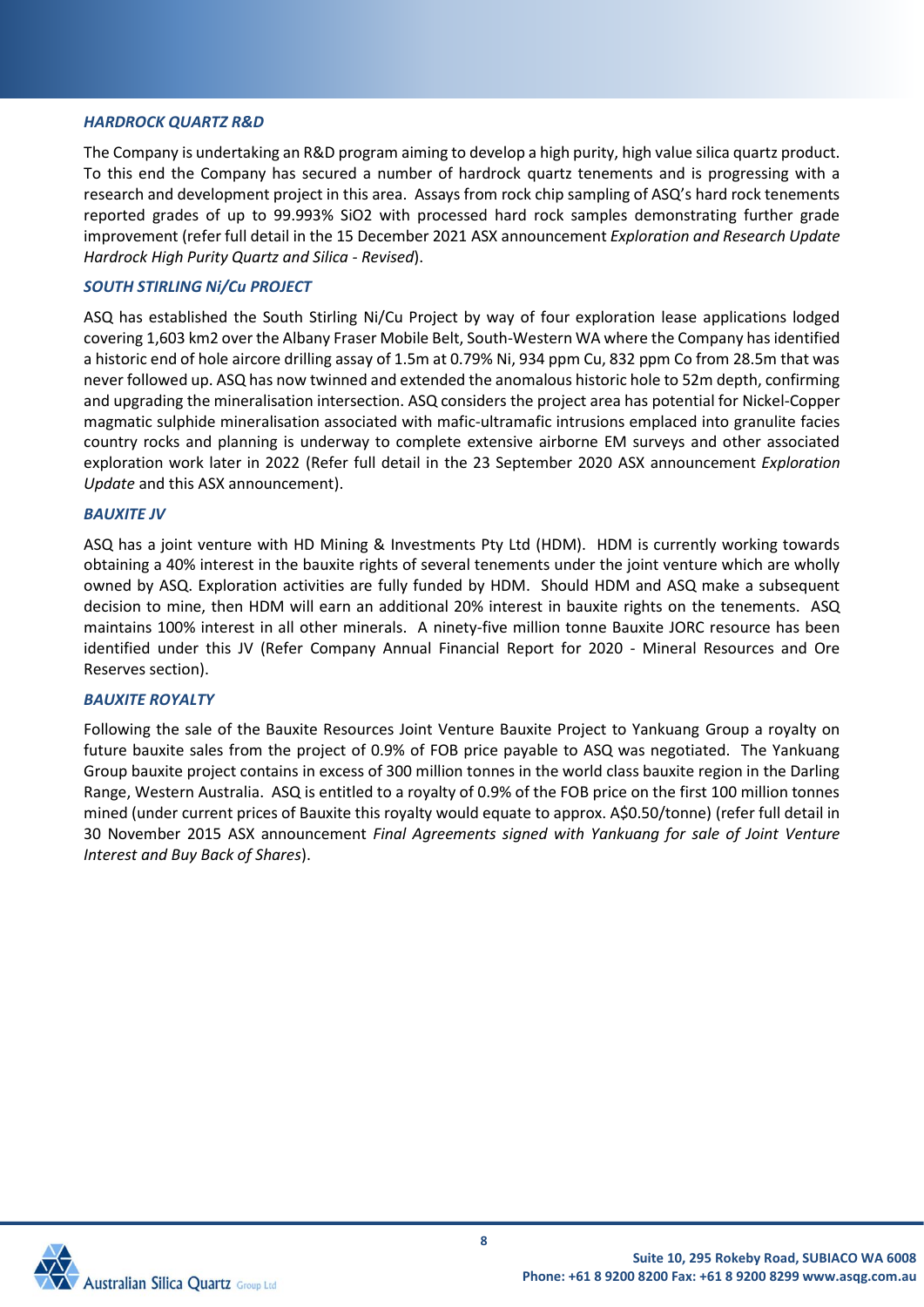### *HARDROCK QUARTZ R&D*

The Company is undertaking an R&D program aiming to develop a high purity, high value silica quartz product. To this end the Company has secured a number of hardrock quartz tenements and is progressing with a research and development project in this area. Assays from rock chip sampling of ASQ's hard rock tenements reported grades of up to 99.993% $SiO_2$ with processed hard rock samples demonstrating further grade improvement (refer full detail in the 15 December 2021 ASX announcement *Exploration and Research Update Hardrock High Purity Quartz and Silica - Revised*).

### *SOUTH STIRLING Ni/Cu PROJECT*

ASQ has established the South Stirling Ni/Cu Project by way of four exploration lease applications lodged covering 1,603 km2 over the Albany Fraser Mobile Belt, South-Western WA where the Company has identified a historic end of hole aircore drilling assay of 1.5m at 0.79% Ni, 934 ppm Cu, 832 ppm Co from 28.5m that was never followed up. ASQ has now twinned and extended the anomalous historic hole to 52m depth, confirming and upgrading the mineralisation intersection. ASQ considers the project area has potential for Nickel-Copper magmatic sulphide mineralisation associated with mafic-ultramafic intrusions emplaced into granulite facies country rocks and planning is underway to complete extensive airborne EM surveys and other associated exploration work later in 2022 (Refer full detail in the 23 September 2020 ASX announcement *Exploration Update* and this ASX announcement).

### *BAUXITE JV*

ASQ has a joint venture with HD Mining & Investments Pty Ltd (HDM). HDM is currently working towards obtaining a 40% interest in the bauxite rights of several tenements under the joint venture which are wholly owned by ASQ. Exploration activities are fully funded by HDM. Should HDM and ASQ make a subsequent decision to mine, then HDM will earn an additional 20% interest in bauxite rights on the tenements. ASQ maintains 100% interest in all other minerals. A ninety-five million tonne Bauxite JORC resource has been identified under this JV (Refer Company Annual Financial Report for 2020 - Mineral Resources and Ore Reserves section).

### *BAUXITE ROYALTY*

Following the sale of the Bauxite Resources Joint Venture Bauxite Project to Yankuang Group a royalty on future bauxite sales from the project of 0.9% of FOB price payable to ASQ was negotiated. The Yankuang Group bauxite project contains in excess of 300 million tonnes in the world class bauxite region in the Darling Range, Western Australia. ASQ is entitled to a royalty of 0.9% of the FOB price on the first 100 million tonnes mined (under current prices of Bauxite this royalty would equate to approx. A$0.50/tonne) (refer full detail in 30 November 2015 ASX announcement *Final Agreements signed with Yankuang for sale of Joint Venture Interest and Buy Back of Shares*).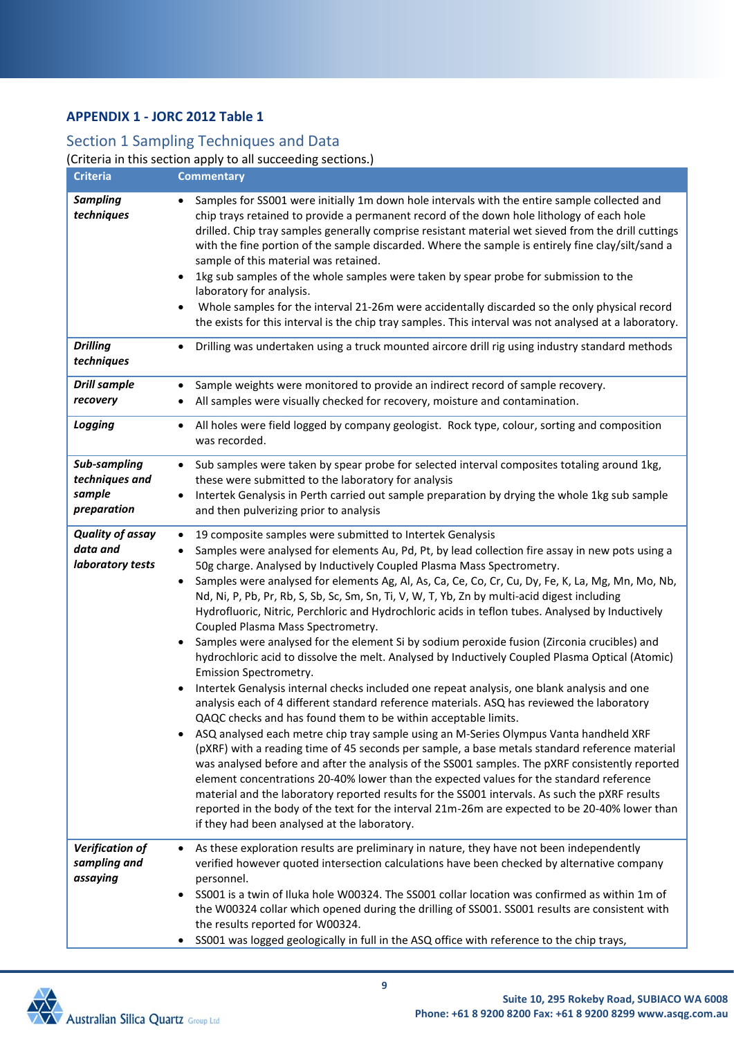## APPENDIX 1 - JORC 2012 Table 1

### Section 1 Sampling Techniques and Data

(Criteria in this section apply to all succeeding sections.)

| Criteria | Commentary |
|---|---|
| ***Sampling techniques*** | • Samples for SS001 were initially 1m down hole intervals with the entire sample collected and chip trays retained to provide a permanent record of the down hole lithology of each hole drilled. Chip tray samples generally comprise resistant material wet sieved from the drill cuttings with the fine portion of the sample discarded. Where the sample is entirely fine clay/silt/sand a sample of this material was retained.<br>• 1kg sub samples of the whole samples were taken by spear probe for submission to the laboratory for analysis.<br>• Whole samples for the interval 21-26m were accidentally discarded so the only physical record the exists for this interval is the chip tray samples. This interval was not analysed at a laboratory. |
| ***Drilling techniques*** | • Drilling was undertaken using a truck mounted aircore drill rig using industry standard methods |
| ***Drill sample recovery*** | • Sample weights were monitored to provide an indirect record of sample recovery.<br>• All samples were visually checked for recovery, moisture and contamination. |
| ***Logging*** | • All holes were field logged by company geologist. Rock type, colour, sorting and composition was recorded. |
| ***Sub-sampling techniques and sample preparation*** | • Sub samples were taken by spear probe for selected interval composites totaling around 1kg, these were submitted to the laboratory for analysis<br>• Intertek Genalysis in Perth carried out sample preparation by drying the whole 1kg sub sample and then pulverizing prior to analysis |
| ***Quality of assay data and laboratory tests*** | • 19 composite samples were submitted to Intertek Genalysis<br>• Samples were analysed for elements Au, Pd, Pt, by lead collection fire assay in new pots using a 50g charge. Analysed by Inductively Coupled Plasma Mass Spectrometry.<br>• Samples were analysed for elements Ag, Al, As, Ca, Ce, Co, Cr, Cu, Dy, Fe, K, La, Mg, Mn, Mo, Nb, Nd, Ni, P, Pb, Pr, Rb, S, Sb, Sc, Sm, Sn, Ti, V, W, T, Yb, Zn by multi-acid digest including Hydrofluoric, Nitric, Perchloric and Hydrochloric acids in teflon tubes. Analysed by Inductively Coupled Plasma Mass Spectrometry.<br>• Samples were analysed for the element Si by sodium peroxide fusion (Zirconia crucibles) and hydrochloric acid to dissolve the melt. Analysed by Inductively Coupled Plasma Optical (Atomic) Emission Spectrometry.<br>• Intertek Genalysis internal checks included one repeat analysis, one blank analysis and one analysis each of 4 different standard reference materials. ASQ has reviewed the laboratory QAQC checks and has found them to be within acceptable limits.<br>• ASQ analysed each metre chip tray sample using an M-Series Olympus Vanta handheld XRF (pXRF) with a reading time of 45 seconds per sample, a base metals standard reference material was analysed before and after the analysis of the SS001 samples. The pXRF consistently reported element concentrations 20-40% lower than the expected values for the standard reference material and the laboratory reported results for the SS001 intervals. As such the pXRF results reported in the body of the text for the interval 21m-26m are expected to be 20-40% lower than if they had been analysed at the laboratory. |
| ***Verification of sampling and assaying*** | • As these exploration results are preliminary in nature, they have not been independently verified however quoted intersection calculations have been checked by alternative company personnel.<br>• SS001 is a twin of Iluka hole W00324. The SS001 collar location was confirmed as within 1m of the W00324 collar which opened during the drilling of SS001. SS001 results are consistent with the results reported for W00324.<br>• SS001 was logged geologically in full in the ASQ office with reference to the chip trays, |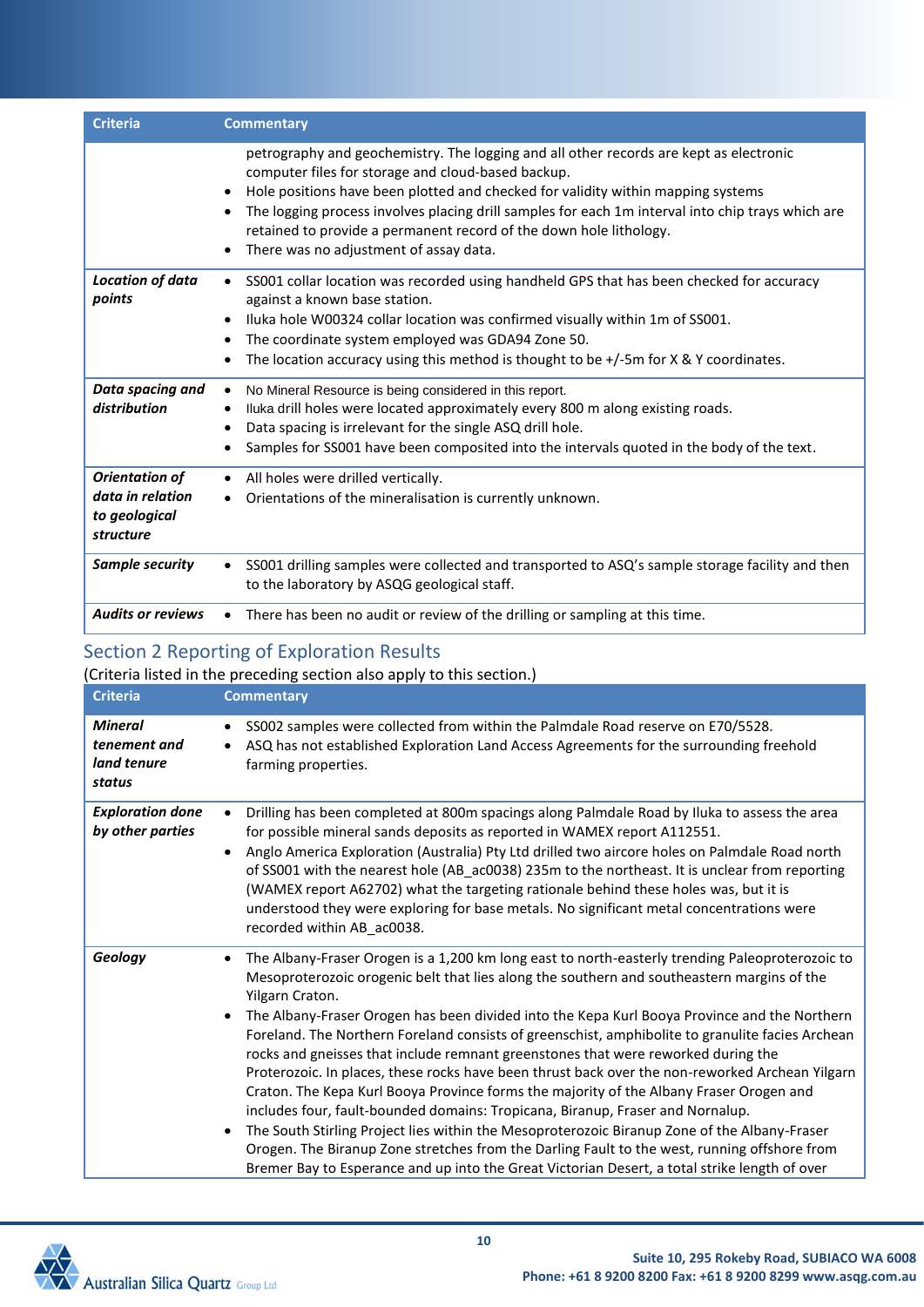| Criteria | Commentary |
|---|---|
| | petrography and geochemistry. The logging and all other records are kept as electronic computer files for storage and cloud-based backup.<br>• Hole positions have been plotted and checked for validity within mapping systems<br>• The logging process involves placing drill samples for each 1m interval into chip trays which are retained to provide a permanent record of the down hole lithology.<br>• There was no adjustment of assay data. |
| ***Location of data points*** | • SS001 collar location was recorded using handheld GPS that has been checked for accuracy against a known base station.<br>• Iluka hole W00324 collar location was confirmed visually within 1m of SS001.<br>• The coordinate system employed was GDA94 Zone 50.<br>• The location accuracy using this method is thought to be +/-5m for X & Y coordinates. |
| ***Data spacing and distribution*** | • No Mineral Resource is being considered in this report.<br>• Iluka drill holes were located approximately every 800 m along existing roads.<br>• Data spacing is irrelevant for the single ASQ drill hole.<br>• Samples for SS001 have been composited into the intervals quoted in the body of the text. |
| ***Orientation of data in relation to geological structure*** | • All holes were drilled vertically.<br>• Orientations of the mineralisation is currently unknown. |
| ***Sample security*** | • SS001 drilling samples were collected and transported to ASQ's sample storage facility and then to the laboratory by ASQG geological staff. |
| ***Audits or reviews*** | • There has been no audit or review of the drilling or sampling at this time. |

## Section 2 Reporting of Exploration Results

(Criteria listed in the preceding section also apply to this section.)

| Criteria | Commentary |
|---|---|
| ***Mineral tenement and land tenure status*** | • SS002 samples were collected from within the Palmdale Road reserve on E70/5528.<br>• ASQ has not established Exploration Land Access Agreements for the surrounding freehold farming properties. |
| ***Exploration done by other parties*** | • Drilling has been completed at 800m spacings along Palmdale Road by Iluka to assess the area for possible mineral sands deposits as reported in WAMEX report A112551.<br>• Anglo America Exploration (Australia) Pty Ltd drilled two aircore holes on Palmdale Road north of SS001 with the nearest hole (AB_ac0038) 235m to the northeast. It is unclear from reporting (WAMEX report A62702) what the targeting rationale behind these holes was, but it is understood they were exploring for base metals. No significant metal concentrations were recorded within AB_ac0038. |
| ***Geology*** | • The Albany-Fraser Orogen is a 1,200 km long east to north-easterly trending Paleoproterozoic to Mesoproterozoic orogenic belt that lies along the southern and southeastern margins of the Yilgarn Craton.<br>• The Albany-Fraser Orogen has been divided into the Kepa Kurl Booya Province and the Northern Foreland. The Northern Foreland consists of greenschist, amphibolite to granulite facies Archean rocks and gneisses that include remnant greenstones that were reworked during the Proterozoic. In places, these rocks have been thrust back over the non-reworked Archean Yilgarn Craton. The Kepa Kurl Booya Province forms the majority of the Albany Fraser Orogen and includes four, fault-bounded domains: Tropicana, Biranup, Fraser and Nornalup.<br>• The South Stirling Project lies within the Mesoproterozoic Biranup Zone of the Albany-Fraser Orogen. The Biranup Zone stretches from the Darling Fault to the west, running offshore from Bremer Bay to Esperance and up into the Great Victorian Desert, a total strike length of over |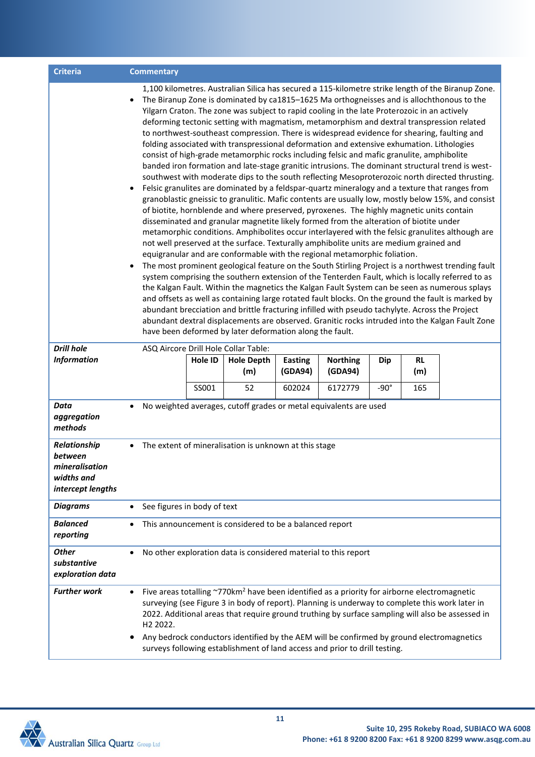| Criteria | Commentary |
|---|---|
| | 1,100 kilometres. Australian Silica has secured a 115-kilometre strike length of the Biranup Zone.<br>• The Biranup Zone is dominated by ca1815–1625 Ma orthogneisses and is allochthonous to the Yilgarn Craton. The zone was subject to rapid cooling in the late Proterozoic in an actively deforming tectonic setting with magmatism, metamorphism and dextral transpression related to northwest-southeast compression. There is widespread evidence for shearing, faulting and folding associated with transpressional deformation and extensive exhumation. Lithologies consist of high-grade metamorphic rocks including felsic and mafic granulite, amphibolite banded iron formation and late-stage granitic intrusions. The dominant structural trend is west-southwest with moderate dips to the south reflecting Mesoproterozoic north directed thrusting.<br>• Felsic granulites are dominated by a feldspar-quartz mineralogy and a texture that ranges from granoblastic gneissic to granulitic. Mafic contents are usually low, mostly below 15%, and consist of biotite, hornblende and where preserved, pyroxenes. The highly magnetic units contain disseminated and granular magnetite likely formed from the alteration of biotite under metamorphic conditions. Amphibolites occur interlayered with the felsic granulites although are not well preserved at the surface. Texturally amphibolite units are medium grained and equigranular and are conformable with the regional metamorphic foliation.<br>• The most prominent geological feature on the South Stirling Project is a northwest trending fault system comprising the southern extension of the Tenterden Fault, which is locally referred to as the Kalgan Fault. Within the magnetics the Kalgan Fault System can be seen as numerous splays and offsets as well as containing large rotated fault blocks. On the ground the fault is marked by abundant brecciation and brittle fracturing infilled with pseudo tachylyte. Across the Project abundant dextral displacements are observed. Granitic rocks intruded into the Kalgan Fault Zone have been deformed by later deformation along the fault. |
| ***Drill hole Information*** | ASQ Aircore Drill Hole Collar Table:<br><br>Hole ID: SS001; Hole Depth (m): 52; Easting (GDA94): 602024; Northing (GDA94): 6172779; Dip: -90°; RL (m): 165 |
| ***Data aggregation methods*** | • No weighted averages, cutoff grades or metal equivalents are used |
| ***Relationship between mineralisation widths and intercept lengths*** | • The extent of mineralisation is unknown at this stage |
| ***Diagrams*** | • See figures in body of text |
| ***Balanced reporting*** | • This announcement is considered to be a balanced report |
| ***Other substantive exploration data*** | • No other exploration data is considered material to this report |
| ***Further work*** | • Five areas totalling ~770km² have been identified as a priority for airborne electromagnetic surveying (see Figure 3 in body of report). Planning is underway to complete this work later in 2022. Additional areas that require ground truthing by surface sampling will also be assessed in H2 2022.<br>• Any bedrock conductors identified by the AEM will be confirmed by ground electromagnetics surveys following establishment of land access and prior to drill testing. |

ASQ Aircore Drill Hole Collar Table:

| Hole ID | Hole Depth (m) | Easting (GDA94) | Northing (GDA94) | Dip | RL (m) |
|---|---|---|---|---|---|
| SS001 | 52 | 602024 | 6172779 | -90° | 165 |